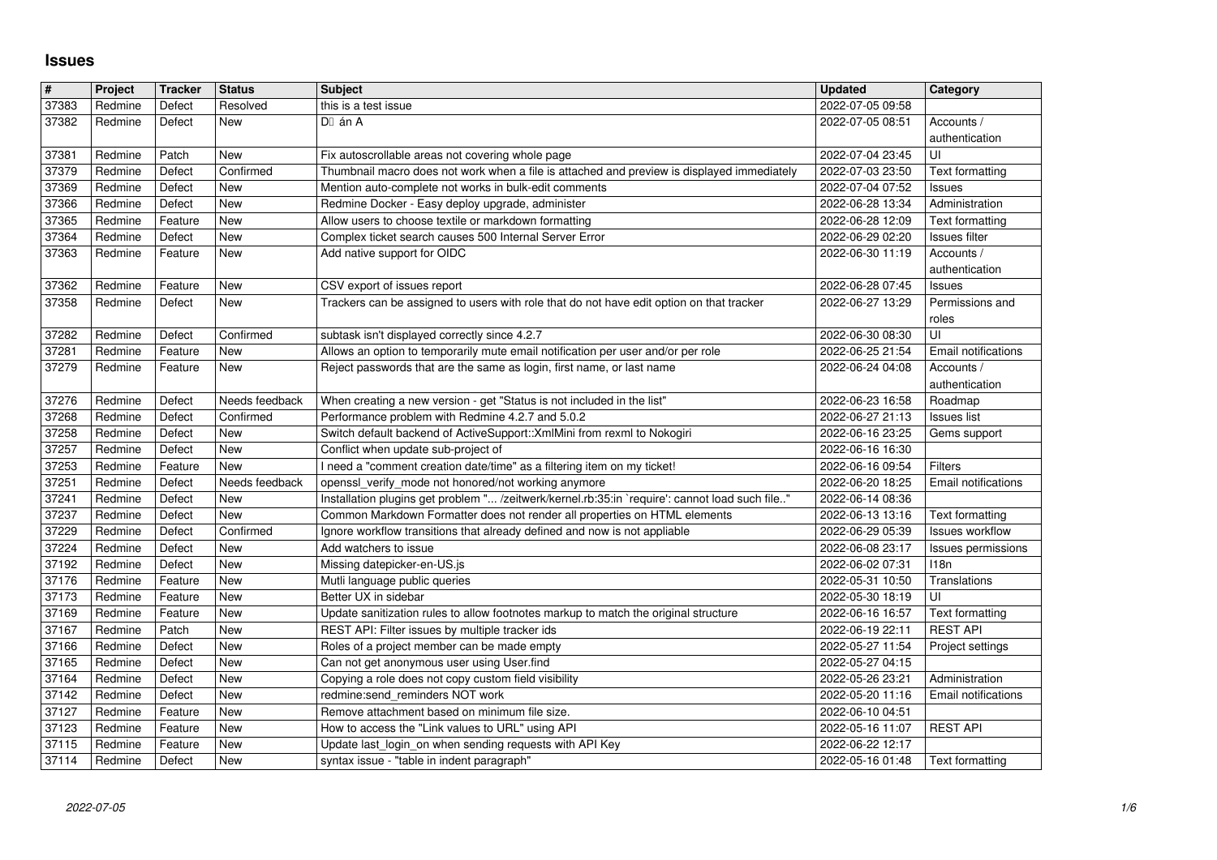# Issues

| # | Project | Tracker | Status | Subject | Updated | Category |
|---|---|---|---|---|---|---|
| 37383 | Redmine | Defect | Resolved | this is a test issue | 2022-07-05 09:58 | |
| 37382 | Redmine | Defect | New | D� án A | 2022-07-05 08:51 | Accounts / authentication |
| 37381 | Redmine | Patch | New | Fix autoscrollable areas not covering whole page | 2022-07-04 23:45 | UI |
| 37379 | Redmine | Defect | Confirmed | Thumbnail macro does not work when a file is attached and preview is displayed immediately | 2022-07-03 23:50 | Text formatting |
| 37369 | Redmine | Defect | New | Mention auto-complete not works in bulk-edit comments | 2022-07-04 07:52 | Issues |
| 37366 | Redmine | Defect | New | Redmine Docker - Easy deploy upgrade, administer | 2022-06-28 13:34 | Administration |
| 37365 | Redmine | Feature | New | Allow users to choose textile or markdown formatting | 2022-06-28 12:09 | Text formatting |
| 37364 | Redmine | Defect | New | Complex ticket search causes 500 Internal Server Error | 2022-06-29 02:20 | Issues filter |
| 37363 | Redmine | Feature | New | Add native support for OIDC | 2022-06-30 11:19 | Accounts / authentication |
| 37362 | Redmine | Feature | New | CSV export of issues report | 2022-06-28 07:45 | Issues |
| 37358 | Redmine | Defect | New | Trackers can be assigned to users with role that do not have edit option on that tracker | 2022-06-27 13:29 | Permissions and roles |
| 37282 | Redmine | Defect | Confirmed | subtask isn't displayed correctly since 4.2.7 | 2022-06-30 08:30 | UI |
| 37281 | Redmine | Feature | New | Allows an option to temporarily mute email notification per user and/or per role | 2022-06-25 21:54 | Email notifications |
| 37279 | Redmine | Feature | New | Reject passwords that are the same as login, first name, or last name | 2022-06-24 04:08 | Accounts / authentication |
| 37276 | Redmine | Defect | Needs feedback | When creating a new version - get "Status is not included in the list" | 2022-06-23 16:58 | Roadmap |
| 37268 | Redmine | Defect | Confirmed | Performance problem with Redmine 4.2.7 and 5.0.2 | 2022-06-27 21:13 | Issues list |
| 37258 | Redmine | Defect | New | Switch default backend of ActiveSupport::XmlMini from rexml to Nokogiri | 2022-06-16 23:25 | Gems support |
| 37257 | Redmine | Defect | New | Conflict when update sub-project of | 2022-06-16 16:30 | |
| 37253 | Redmine | Feature | New | I need a "comment creation date/time" as a filtering item on my ticket! | 2022-06-16 09:54 | Filters |
| 37251 | Redmine | Defect | Needs feedback | openssl_verify_mode not honored/not working anymore | 2022-06-20 18:25 | Email notifications |
| 37241 | Redmine | Defect | New | Installation plugins get problem "... /zeitwerk/kernel.rb:35:in `require': cannot load such file.." | 2022-06-14 08:36 | |
| 37237 | Redmine | Defect | New | Common Markdown Formatter does not render all properties on HTML elements | 2022-06-13 13:16 | Text formatting |
| 37229 | Redmine | Defect | Confirmed | Ignore workflow transitions that already defined and now is not appliable | 2022-06-29 05:39 | Issues workflow |
| 37224 | Redmine | Defect | New | Add watchers to issue | 2022-06-08 23:17 | Issues permissions |
| 37192 | Redmine | Defect | New | Missing datepicker-en-US.js | 2022-06-02 07:31 | I18n |
| 37176 | Redmine | Feature | New | Mutli language public queries | 2022-05-31 10:50 | Translations |
| 37173 | Redmine | Feature | New | Better UX in sidebar | 2022-05-30 18:19 | UI |
| 37169 | Redmine | Feature | New | Update sanitization rules to allow footnotes markup to match the original structure | 2022-06-16 16:57 | Text formatting |
| 37167 | Redmine | Patch | New | REST API: Filter issues by multiple tracker ids | 2022-06-19 22:11 | REST API |
| 37166 | Redmine | Defect | New | Roles of a project member can be made empty | 2022-05-27 11:54 | Project settings |
| 37165 | Redmine | Defect | New | Can not get anonymous user using User.find | 2022-05-27 04:15 | |
| 37164 | Redmine | Defect | New | Copying a role does not copy custom field visibility | 2022-05-26 23:21 | Administration |
| 37142 | Redmine | Defect | New | redmine:send_reminders NOT work | 2022-05-20 11:16 | Email notifications |
| 37127 | Redmine | Feature | New | Remove attachment based on minimum file size. | 2022-06-10 04:51 | |
| 37123 | Redmine | Feature | New | How to access the "Link values to URL" using API | 2022-05-16 11:07 | REST API |
| 37115 | Redmine | Feature | New | Update last_login_on when sending requests with API Key | 2022-06-22 12:17 | |
| 37114 | Redmine | Defect | New | syntax issue - "table in indent paragraph" | 2022-05-16 01:48 | Text formatting |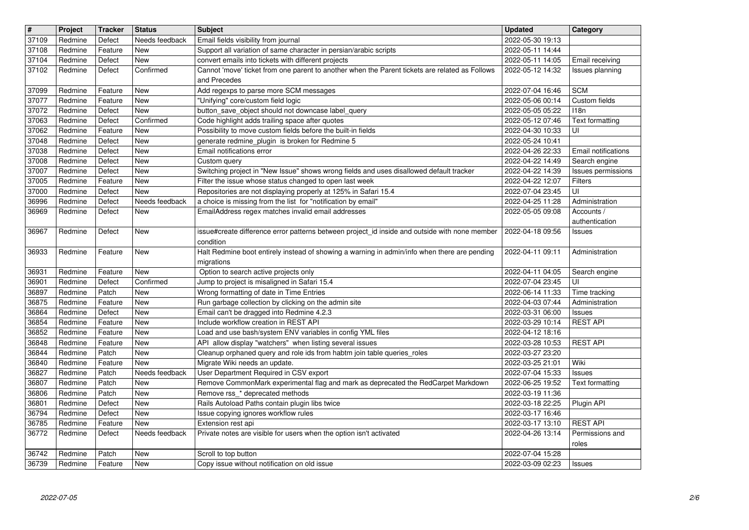| # | Project | Tracker | Status | Subject | Updated | Category |
|---|---|---|---|---|---|---|
| 37109 | Redmine | Defect | Needs feedback | Email fields visibility from journal | 2022-05-30 19:13 | |
| 37108 | Redmine | Feature | New | Support all variation of same character in persian/arabic scripts | 2022-05-11 14:44 | |
| 37104 | Redmine | Defect | New | convert emails into tickets with different projects | 2022-05-11 14:05 | Email receiving |
| 37102 | Redmine | Defect | Confirmed | Cannot 'move' ticket from one parent to another when the Parent tickets are related as Follows and Precedes | 2022-05-12 14:32 | Issues planning |
| 37099 | Redmine | Feature | New | Add regexps to parse more SCM messages | 2022-07-04 16:46 | SCM |
| 37077 | Redmine | Feature | New | "Unifying" core/custom field logic | 2022-05-06 00:14 | Custom fields |
| 37072 | Redmine | Defect | New | button_save_object should not downcase label_query | 2022-05-05 05:22 | I18n |
| 37063 | Redmine | Defect | Confirmed | Code highlight adds trailing space after quotes | 2022-05-12 07:46 | Text formatting |
| 37062 | Redmine | Feature | New | Possibility to move custom fields before the built-in fields | 2022-04-30 10:33 | UI |
| 37048 | Redmine | Defect | New | generate redmine_plugin is broken for Redmine 5 | 2022-05-24 10:41 | |
| 37038 | Redmine | Defect | New | Email notifications error | 2022-04-26 22:33 | Email notifications |
| 37008 | Redmine | Defect | New | Custom query | 2022-04-22 14:49 | Search engine |
| 37007 | Redmine | Defect | New | Switching project in "New Issue" shows wrong fields and uses disallowed default tracker | 2022-04-22 14:39 | Issues permissions |
| 37005 | Redmine | Feature | New | Filter the issue whose status changed to open last week | 2022-04-22 12:07 | Filters |
| 37000 | Redmine | Defect | New | Repositories are not displaying properly at 125% in Safari 15.4 | 2022-07-04 23:45 | UI |
| 36996 | Redmine | Defect | Needs feedback | a choice is missing from the list for "notification by email" | 2022-04-25 11:28 | Administration |
| 36969 | Redmine | Defect | New | EmailAddress regex matches invalid email addresses | 2022-05-05 09:08 | Accounts / authentication |
| 36967 | Redmine | Defect | New | issue#create difference error patterns between project_id inside and outside with none member condition | 2022-04-18 09:56 | Issues |
| 36933 | Redmine | Feature | New | Halt Redmine boot entirely instead of showing a warning in admin/info when there are pending migrations | 2022-04-11 09:11 | Administration |
| 36931 | Redmine | Feature | New | Option to search active projects only | 2022-04-11 04:05 | Search engine |
| 36901 | Redmine | Defect | Confirmed | Jump to project is misaligned in Safari 15.4 | 2022-07-04 23:45 | UI |
| 36897 | Redmine | Patch | New | Wrong formatting of date in Time Entries | 2022-06-14 11:33 | Time tracking |
| 36875 | Redmine | Feature | New | Run garbage collection by clicking on the admin site | 2022-04-03 07:44 | Administration |
| 36864 | Redmine | Defect | New | Email can't be dragged into Redmine 4.2.3 | 2022-03-31 06:00 | Issues |
| 36854 | Redmine | Feature | New | Include workflow creation in REST API | 2022-03-29 10:14 | REST API |
| 36852 | Redmine | Feature | New | Load and use bash/system ENV variables in config YML files | 2022-04-12 18:16 | |
| 36848 | Redmine | Feature | New | API allow display "watchers" when listing several issues | 2022-03-28 10:53 | REST API |
| 36844 | Redmine | Patch | New | Cleanup orphaned query and role ids from habtm join table queries_roles | 2022-03-27 23:20 | |
| 36840 | Redmine | Feature | New | Migrate Wiki needs an update. | 2022-03-25 21:01 | Wiki |
| 36827 | Redmine | Patch | Needs feedback | User Department Required in CSV export | 2022-07-04 15:33 | Issues |
| 36807 | Redmine | Patch | New | Remove CommonMark experimental flag and mark as deprecated the RedCarpet Markdown | 2022-06-25 19:52 | Text formatting |
| 36806 | Redmine | Patch | New | Remove rss_* deprecated methods | 2022-03-19 11:36 | |
| 36801 | Redmine | Defect | New | Rails Autoload Paths contain plugin libs twice | 2022-03-18 22:25 | Plugin API |
| 36794 | Redmine | Defect | New | Issue copying ignores workflow rules | 2022-03-17 16:46 | |
| 36785 | Redmine | Feature | New | Extension rest api | 2022-03-17 13:10 | REST API |
| 36772 | Redmine | Defect | Needs feedback | Private notes are visible for users when the option isn't activated | 2022-04-26 13:14 | Permissions and roles |
| 36742 | Redmine | Patch | New | Scroll to top button | 2022-07-04 15:28 | |
| 36739 | Redmine | Feature | New | Copy issue without notification on old issue | 2022-03-09 02:23 | Issues |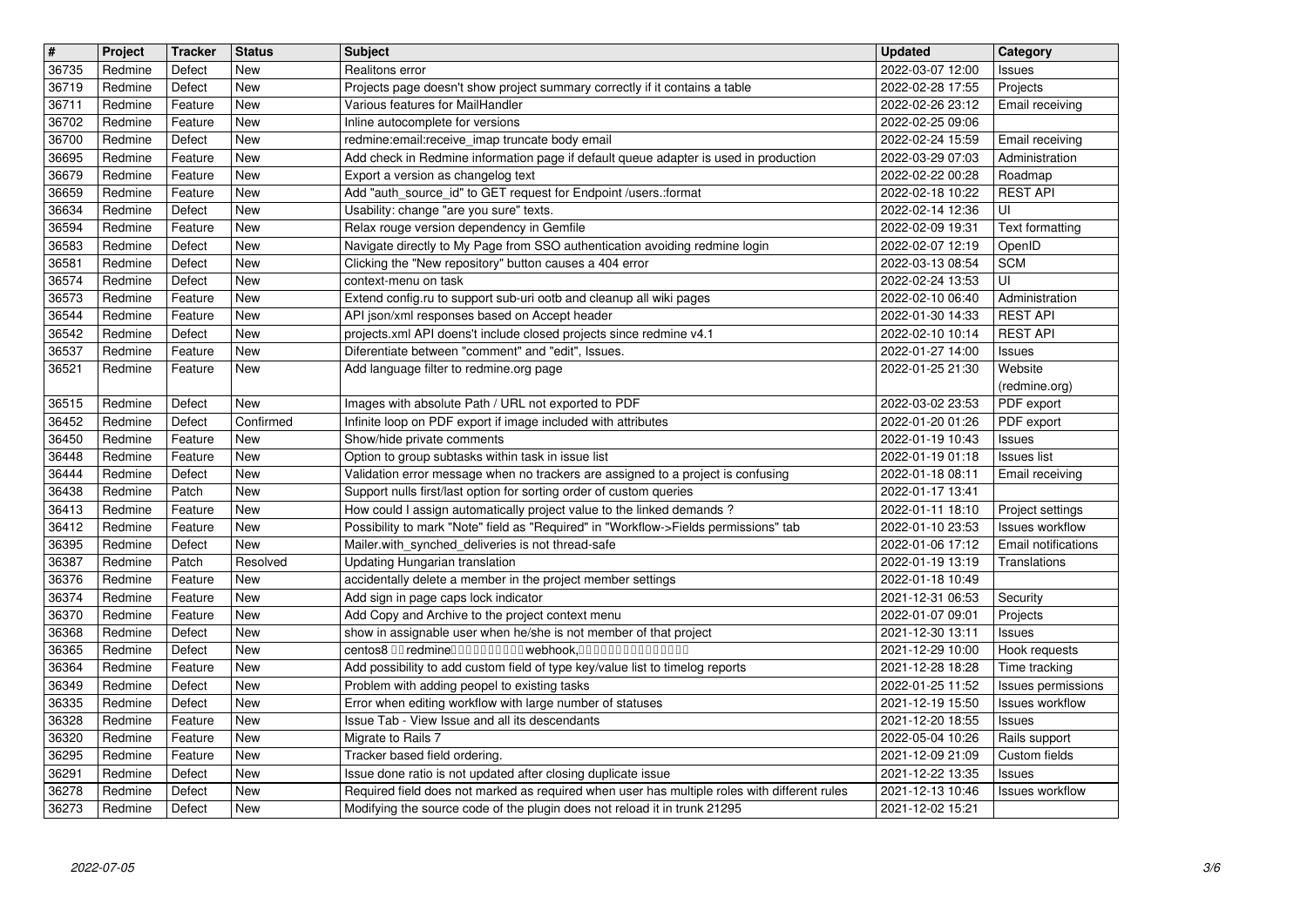| # | Project | Tracker | Status | Subject | Updated | Category |
|---|---|---|---|---|---|---|
| 36735 | Redmine | Defect | New | Realitons error | 2022-03-07 12:00 | Issues |
| 36719 | Redmine | Defect | New | Projects page doesn't show project summary correctly if it contains a table | 2022-02-28 17:55 | Projects |
| 36711 | Redmine | Feature | New | Various features for MailHandler | 2022-02-26 23:12 | Email receiving |
| 36702 | Redmine | Feature | New | Inline autocomplete for versions | 2022-02-25 09:06 | |
| 36700 | Redmine | Defect | New | redmine:email:receive_imap truncate body email | 2022-02-24 15:59 | Email receiving |
| 36695 | Redmine | Feature | New | Add check in Redmine information page if default queue adapter is used in production | 2022-03-29 07:03 | Administration |
| 36679 | Redmine | Feature | New | Export a version as changelog text | 2022-02-22 00:28 | Roadmap |
| 36659 | Redmine | Feature | New | Add "auth_source_id" to GET request for Endpoint /users.:format | 2022-02-18 10:22 | REST API |
| 36634 | Redmine | Defect | New | Usability: change "are you sure" texts. | 2022-02-14 12:36 | UI |
| 36594 | Redmine | Feature | New | Relax rouge version dependency in Gemfile | 2022-02-09 19:31 | Text formatting |
| 36583 | Redmine | Defect | New | Navigate directly to My Page from SSO authentication avoiding redmine login | 2022-02-07 12:19 | OpenID |
| 36581 | Redmine | Defect | New | Clicking the "New repository" button causes a 404 error | 2022-03-13 08:54 | SCM |
| 36574 | Redmine | Defect | New | context-menu on task | 2022-02-24 13:53 | UI |
| 36573 | Redmine | Feature | New | Extend config.ru to support sub-uri ootb and cleanup all wiki pages | 2022-02-10 06:40 | Administration |
| 36544 | Redmine | Feature | New | API json/xml responses based on Accept header | 2022-01-30 14:33 | REST API |
| 36542 | Redmine | Defect | New | projects.xml API doens't include closed projects since redmine v4.1 | 2022-02-10 10:14 | REST API |
| 36537 | Redmine | Feature | New | Diferentiate between "comment" and "edit", Issues. | 2022-01-27 14:00 | Issues |
| 36521 | Redmine | Feature | New | Add language filter to redmine.org page | 2022-01-25 21:30 | Website (redmine.org) |
| 36515 | Redmine | Defect | New | Images with absolute Path / URL not exported to PDF | 2022-03-02 23:53 | PDF export |
| 36452 | Redmine | Defect | Confirmed | Infinite loop on PDF export if image included with attributes | 2022-01-20 01:26 | PDF export |
| 36450 | Redmine | Feature | New | Show/hide private comments | 2022-01-19 10:43 | Issues |
| 36448 | Redmine | Feature | New | Option to group subtasks within task in issue list | 2022-01-19 01:18 | Issues list |
| 36444 | Redmine | Defect | New | Validation error message when no trackers are assigned to a project is confusing | 2022-01-18 08:11 | Email receiving |
| 36438 | Redmine | Patch | New | Support nulls first/last option for sorting order of custom queries | 2022-01-17 13:41 | |
| 36413 | Redmine | Feature | New | How could I assign automatically project value to the linked demands ? | 2022-01-11 18:10 | Project settings |
| 36412 | Redmine | Feature | New | Possibility to mark "Note" field as "Required" in "Workflow->Fields permissions" tab | 2022-01-10 23:53 | Issues workflow |
| 36395 | Redmine | Defect | New | Mailer.with_synched_deliveries is not thread-safe | 2022-01-06 17:12 | Email notifications |
| 36387 | Redmine | Patch | Resolved | Updating Hungarian translation | 2022-01-19 13:19 | Translations |
| 36376 | Redmine | Feature | New | accidentally delete a member in the project member settings | 2022-01-18 10:49 | |
| 36374 | Redmine | Feature | New | Add sign in page caps lock indicator | 2021-12-31 06:53 | Security |
| 36370 | Redmine | Feature | New | Add Copy and Archive to the project context menu | 2022-01-07 09:01 | Projects |
| 36368 | Redmine | Defect | New | show in assignable user when he/she is not member of that project | 2021-12-30 13:11 | Issues |
| 36365 | Redmine | Defect | New | centos8 □□redmine□□□□□□□□□□webhook,□□□□□□□□□□□□□□□ | 2021-12-29 10:00 | Hook requests |
| 36364 | Redmine | Feature | New | Add possibility to add custom field of type key/value list to timelog reports | 2021-12-28 18:28 | Time tracking |
| 36349 | Redmine | Defect | New | Problem with adding peopel to existing tasks | 2022-01-25 11:52 | Issues permissions |
| 36335 | Redmine | Defect | New | Error when editing workflow with large number of statuses | 2021-12-19 15:50 | Issues workflow |
| 36328 | Redmine | Feature | New | Issue Tab - View Issue and all its descendants | 2021-12-20 18:55 | Issues |
| 36320 | Redmine | Feature | New | Migrate to Rails 7 | 2022-05-04 10:26 | Rails support |
| 36295 | Redmine | Feature | New | Tracker based field ordering. | 2021-12-09 21:09 | Custom fields |
| 36291 | Redmine | Defect | New | Issue done ratio is not updated after closing duplicate issue | 2021-12-22 13:35 | Issues |
| 36278 | Redmine | Defect | New | Required field does not marked as required when user has multiple roles with different rules | 2021-12-13 10:46 | Issues workflow |
| 36273 | Redmine | Defect | New | Modifying the source code of the plugin does not reload it in trunk 21295 | 2021-12-02 15:21 | |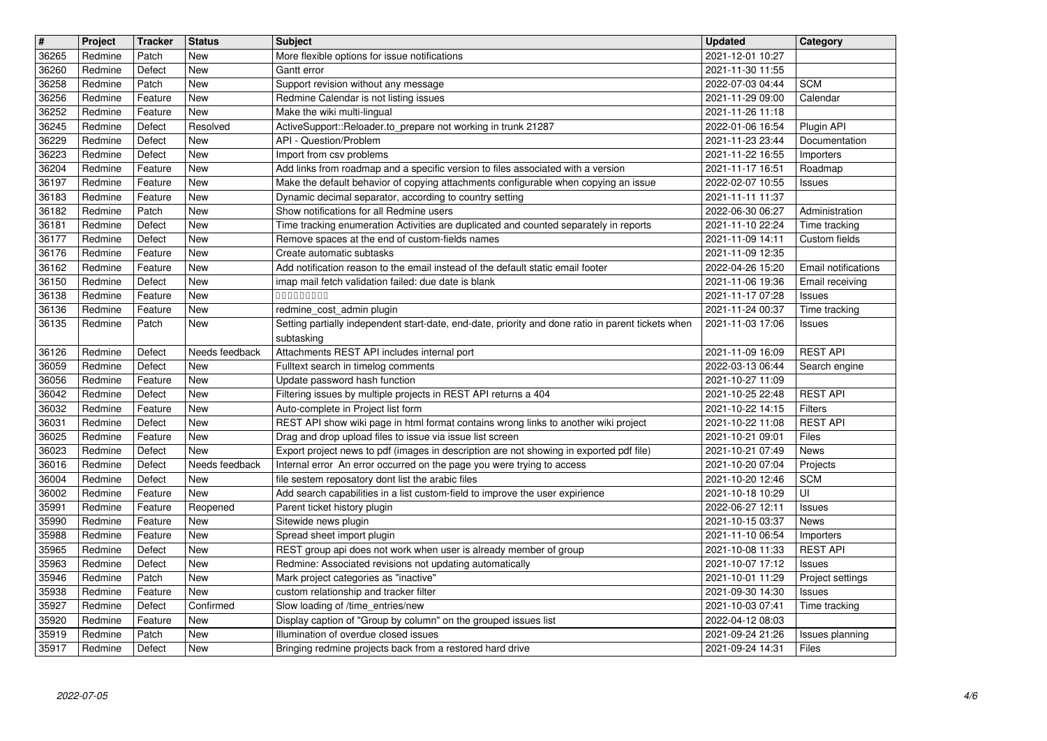| # | Project | Tracker | Status | Subject | Updated | Category |
|---|---|---|---|---|---|---|
| 36265 | Redmine | Patch | New | More flexible options for issue notifications | 2021-12-01 10:27 | |
| 36260 | Redmine | Defect | New | Gantt error | 2021-11-30 11:55 | |
| 36258 | Redmine | Patch | New | Support revision without any message | 2022-07-03 04:44 | SCM |
| 36256 | Redmine | Feature | New | Redmine Calendar is not listing issues | 2021-11-29 09:00 | Calendar |
| 36252 | Redmine | Feature | New | Make the wiki multi-lingual | 2021-11-26 11:18 | |
| 36245 | Redmine | Defect | Resolved | ActiveSupport::Reloader.to_prepare not working in trunk 21287 | 2022-01-06 16:54 | Plugin API |
| 36229 | Redmine | Defect | New | API - Question/Problem | 2021-11-23 23:44 | Documentation |
| 36223 | Redmine | Defect | New | Import from csv problems | 2021-11-22 16:55 | Importers |
| 36204 | Redmine | Feature | New | Add links from roadmap and a specific version to files associated with a version | 2021-11-17 16:51 | Roadmap |
| 36197 | Redmine | Feature | New | Make the default behavior of copying attachments configurable when copying an issue | 2022-02-07 10:55 | Issues |
| 36183 | Redmine | Feature | New | Dynamic decimal separator, according to country setting | 2021-11-11 11:37 | |
| 36182 | Redmine | Patch | New | Show notifications for all Redmine users | 2022-06-30 06:27 | Administration |
| 36181 | Redmine | Defect | New | Time tracking enumeration Activities are duplicated and counted separately in reports | 2021-11-10 22:24 | Time tracking |
| 36177 | Redmine | Defect | New | Remove spaces at the end of custom-fields names | 2021-11-09 14:11 | Custom fields |
| 36176 | Redmine | Feature | New | Create automatic subtasks | 2021-11-09 12:35 | |
| 36162 | Redmine | Feature | New | Add notification reason to the email instead of the default static email footer | 2022-04-26 15:20 | Email notifications |
| 36150 | Redmine | Defect | New | imap mail fetch validation failed: due date is blank | 2021-11-06 19:36 | Email receiving |
| 36138 | Redmine | Feature | New | □□□□□□□□□ | 2021-11-17 07:28 | Issues |
| 36136 | Redmine | Feature | New | redmine_cost_admin plugin | 2021-11-24 00:37 | Time tracking |
| 36135 | Redmine | Patch | New | Setting partially independent start-date, end-date, priority and done ratio in parent tickets when subtasking | 2021-11-03 17:06 | Issues |
| 36126 | Redmine | Defect | Needs feedback | Attachments REST API includes internal port | 2021-11-09 16:09 | REST API |
| 36059 | Redmine | Defect | New | Fulltext search in timelog comments | 2022-03-13 06:44 | Search engine |
| 36056 | Redmine | Feature | New | Update password hash function | 2021-10-27 11:09 | |
| 36042 | Redmine | Defect | New | Filtering issues by multiple projects in REST API returns a 404 | 2021-10-25 22:48 | REST API |
| 36032 | Redmine | Feature | New | Auto-complete in Project list form | 2021-10-22 14:15 | Filters |
| 36031 | Redmine | Defect | New | REST API show wiki page in html format contains wrong links to another wiki project | 2021-10-22 11:08 | REST API |
| 36025 | Redmine | Feature | New | Drag and drop upload files to issue via issue list screen | 2021-10-21 09:01 | Files |
| 36023 | Redmine | Defect | New | Export project news to pdf (images in description are not showing in exported pdf file) | 2021-10-21 07:49 | News |
| 36016 | Redmine | Defect | Needs feedback | Internal error An error occurred on the page you were trying to access | 2021-10-20 07:04 | Projects |
| 36004 | Redmine | Defect | New | file sestem reposatory dont list the arabic files | 2021-10-20 12:46 | SCM |
| 36002 | Redmine | Feature | New | Add search capabilities in a list custom-field to improve the user expirience | 2021-10-18 10:29 | UI |
| 35991 | Redmine | Feature | Reopened | Parent ticket history plugin | 2022-06-27 12:11 | Issues |
| 35990 | Redmine | Feature | New | Sitewide news plugin | 2021-10-15 03:37 | News |
| 35988 | Redmine | Feature | New | Spread sheet import plugin | 2021-11-10 06:54 | Importers |
| 35965 | Redmine | Defect | New | REST group api does not work when user is already member of group | 2021-10-08 11:33 | REST API |
| 35963 | Redmine | Defect | New | Redmine: Associated revisions not updating automatically | 2021-10-07 17:12 | Issues |
| 35946 | Redmine | Patch | New | Mark project categories as "inactive" | 2021-10-01 11:29 | Project settings |
| 35938 | Redmine | Feature | New | custom relationship and tracker filter | 2021-09-30 14:30 | Issues |
| 35927 | Redmine | Defect | Confirmed | Slow loading of /time_entries/new | 2021-10-03 07:41 | Time tracking |
| 35920 | Redmine | Feature | New | Display caption of "Group by column" on the grouped issues list | 2022-04-12 08:03 | |
| 35919 | Redmine | Patch | New | Illumination of overdue closed issues | 2021-09-24 21:26 | Issues planning |
| 35917 | Redmine | Defect | New | Bringing redmine projects back from a restored hard drive | 2021-09-24 14:31 | Files |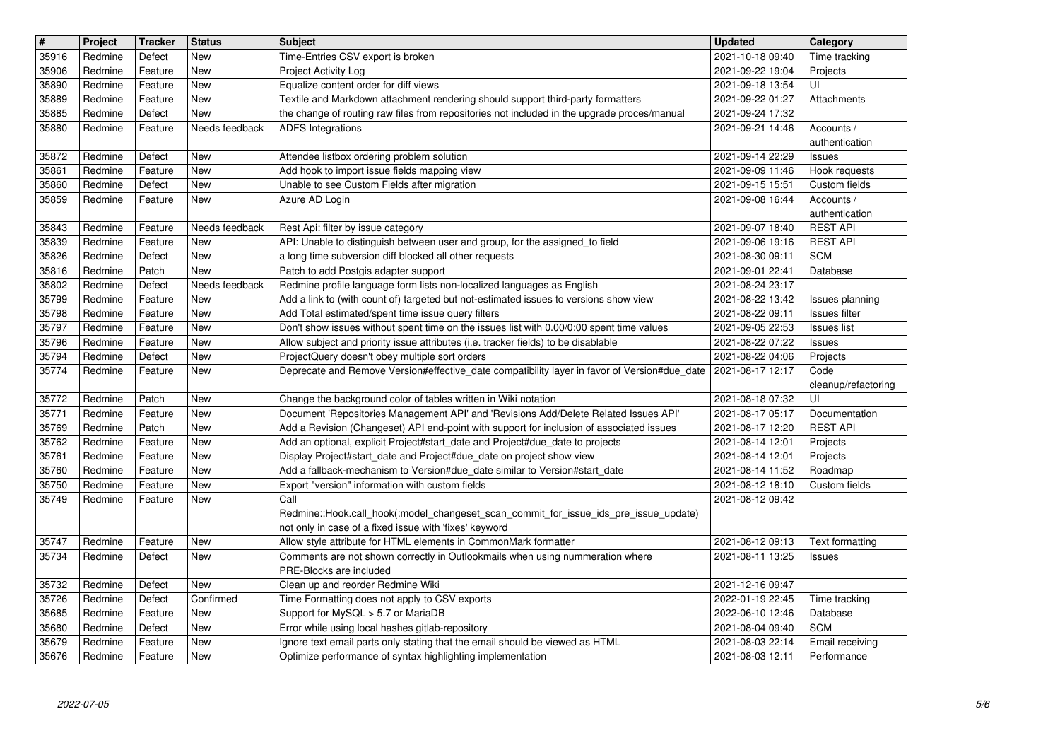| # | Project | Tracker | Status | Subject | Updated | Category |
|---|---|---|---|---|---|---|
| 35916 | Redmine | Defect | New | Time-Entries CSV export is broken | 2021-10-18 09:40 | Time tracking |
| 35906 | Redmine | Feature | New | Project Activity Log | 2021-09-22 19:04 | Projects |
| 35890 | Redmine | Feature | New | Equalize content order for diff views | 2021-09-18 13:54 | UI |
| 35889 | Redmine | Feature | New | Textile and Markdown attachment rendering should support third-party formatters | 2021-09-22 01:27 | Attachments |
| 35885 | Redmine | Defect | New | the change of routing raw files from repositories not included in the upgrade proces/manual | 2021-09-24 17:32 | |
| 35880 | Redmine | Feature | Needs feedback | ADFS Integrations | 2021-09-21 14:46 | Accounts / authentication |
| 35872 | Redmine | Defect | New | Attendee listbox ordering problem solution | 2021-09-14 22:29 | Issues |
| 35861 | Redmine | Feature | New | Add hook to import issue fields mapping view | 2021-09-09 11:46 | Hook requests |
| 35860 | Redmine | Defect | New | Unable to see Custom Fields after migration | 2021-09-15 15:51 | Custom fields |
| 35859 | Redmine | Feature | New | Azure AD Login | 2021-09-08 16:44 | Accounts / authentication |
| 35843 | Redmine | Feature | Needs feedback | Rest Api: filter by issue category | 2021-09-07 18:40 | REST API |
| 35839 | Redmine | Feature | New | API: Unable to distinguish between user and group, for the assigned_to field | 2021-09-06 19:16 | REST API |
| 35826 | Redmine | Defect | New | a long time subversion diff blocked all other requests | 2021-08-30 09:11 | SCM |
| 35816 | Redmine | Patch | New | Patch to add Postgis adapter support | 2021-09-01 22:41 | Database |
| 35802 | Redmine | Defect | Needs feedback | Redmine profile language form lists non-localized languages as English | 2021-08-24 23:17 | |
| 35799 | Redmine | Feature | New | Add a link to (with count of) targeted but not-estimated issues to versions show view | 2021-08-22 13:42 | Issues planning |
| 35798 | Redmine | Feature | New | Add Total estimated/spent time query filters | 2021-08-22 09:11 | Issues filter |
| 35797 | Redmine | Feature | New | Don't show issues without spent time on the issues list with 0.00/0:00 spent time values | 2021-09-05 22:53 | Issues list |
| 35796 | Redmine | Feature | New | Allow subject and priority issue attributes (i.e. tracker fields) to be disablable | 2021-08-22 07:22 | Issues |
| 35794 | Redmine | Defect | New | ProjectQuery doesn't obey multiple sort orders | 2021-08-22 04:06 | Projects |
| 35774 | Redmine | Feature | New | Deprecate and Remove Version#effective_date compatibility layer in favor of Version#due_date | 2021-08-17 12:17 | Code cleanup/refactoring |
| 35772 | Redmine | Patch | New | Change the background color of tables written in Wiki notation | 2021-08-18 07:32 | UI |
| 35771 | Redmine | Feature | New | Document 'Repositories Management API' and 'Revisions Add/Delete Related Issues API' | 2021-08-17 05:17 | Documentation |
| 35769 | Redmine | Patch | New | Add a Revision (Changeset) API end-point with support for inclusion of associated issues | 2021-08-17 12:20 | REST API |
| 35762 | Redmine | Feature | New | Add an optional, explicit Project#start_date and Project#due_date to projects | 2021-08-14 12:01 | Projects |
| 35761 | Redmine | Feature | New | Display Project#start_date and Project#due_date on project show view | 2021-08-14 12:01 | Projects |
| 35760 | Redmine | Feature | New | Add a fallback-mechanism to Version#due_date similar to Version#start_date | 2021-08-14 11:52 | Roadmap |
| 35750 | Redmine | Feature | New | Export "version" information with custom fields | 2021-08-12 18:10 | Custom fields |
| 35749 | Redmine | Feature | New | Call Redmine::Hook.call_hook(:model_changeset_scan_commit_for_issue_ids_pre_issue_update) not only in case of a fixed issue with 'fixes' keyword | 2021-08-12 09:42 | |
| 35747 | Redmine | Feature | New | Allow style attribute for HTML elements in CommonMark formatter | 2021-08-12 09:13 | Text formatting |
| 35734 | Redmine | Defect | New | Comments are not shown correctly in Outlookmails when using nummeration where PRE-Blocks are included | 2021-08-11 13:25 | Issues |
| 35732 | Redmine | Defect | New | Clean up and reorder Redmine Wiki | 2021-12-16 09:47 | |
| 35726 | Redmine | Defect | Confirmed | Time Formatting does not apply to CSV exports | 2022-01-19 22:45 | Time tracking |
| 35685 | Redmine | Feature | New | Support for MySQL > 5.7 or MariaDB | 2022-06-10 12:46 | Database |
| 35680 | Redmine | Defect | New | Error while using local hashes gitlab-repository | 2021-08-04 09:40 | SCM |
| 35679 | Redmine | Feature | New | Ignore text email parts only stating that the email should be viewed as HTML | 2021-08-03 22:14 | Email receiving |
| 35676 | Redmine | Feature | New | Optimize performance of syntax highlighting implementation | 2021-08-03 12:11 | Performance |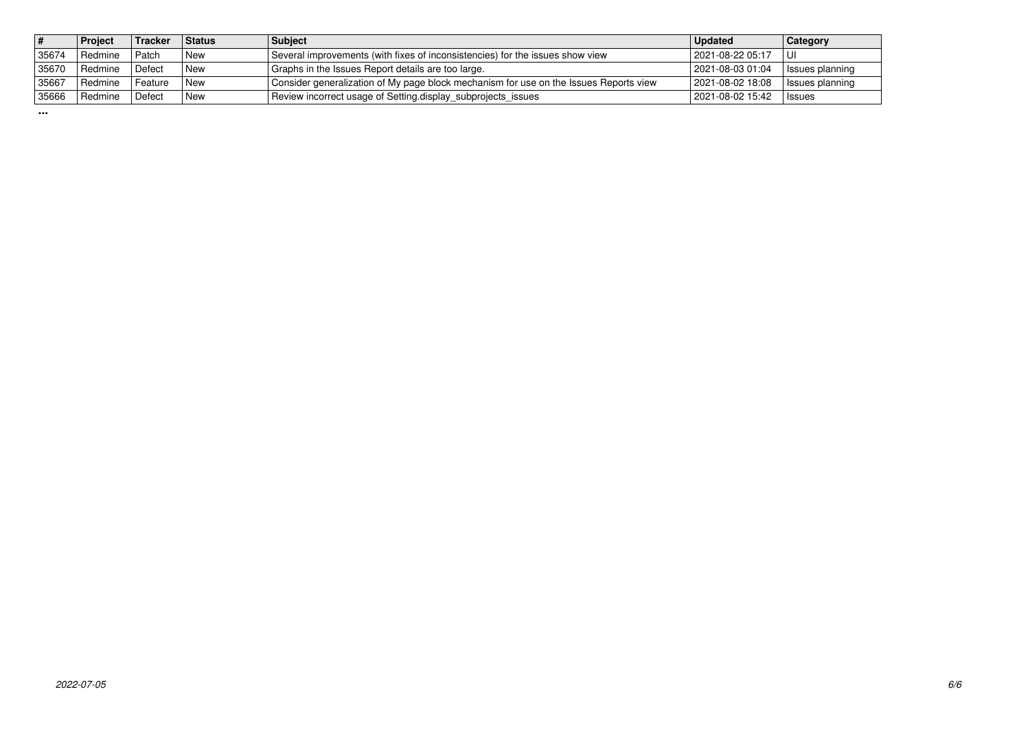| # | Project | Tracker | Status | Subject | Updated | Category |
|---|---|---|---|---|---|---|
| 35674 | Redmine | Patch | New | Several improvements (with fixes of inconsistencies) for the issues show view | 2021-08-22 05:17 | UI |
| 35670 | Redmine | Defect | New | Graphs in the Issues Report details are too large. | 2021-08-03 01:04 | Issues planning |
| 35667 | Redmine | Feature | New | Consider generalization of My page block mechanism for use on the Issues Reports view | 2021-08-02 18:08 | Issues planning |
| 35666 | Redmine | Defect | New | Review incorrect usage of Setting.display_subprojects_issues | 2021-08-02 15:42 | Issues |

...